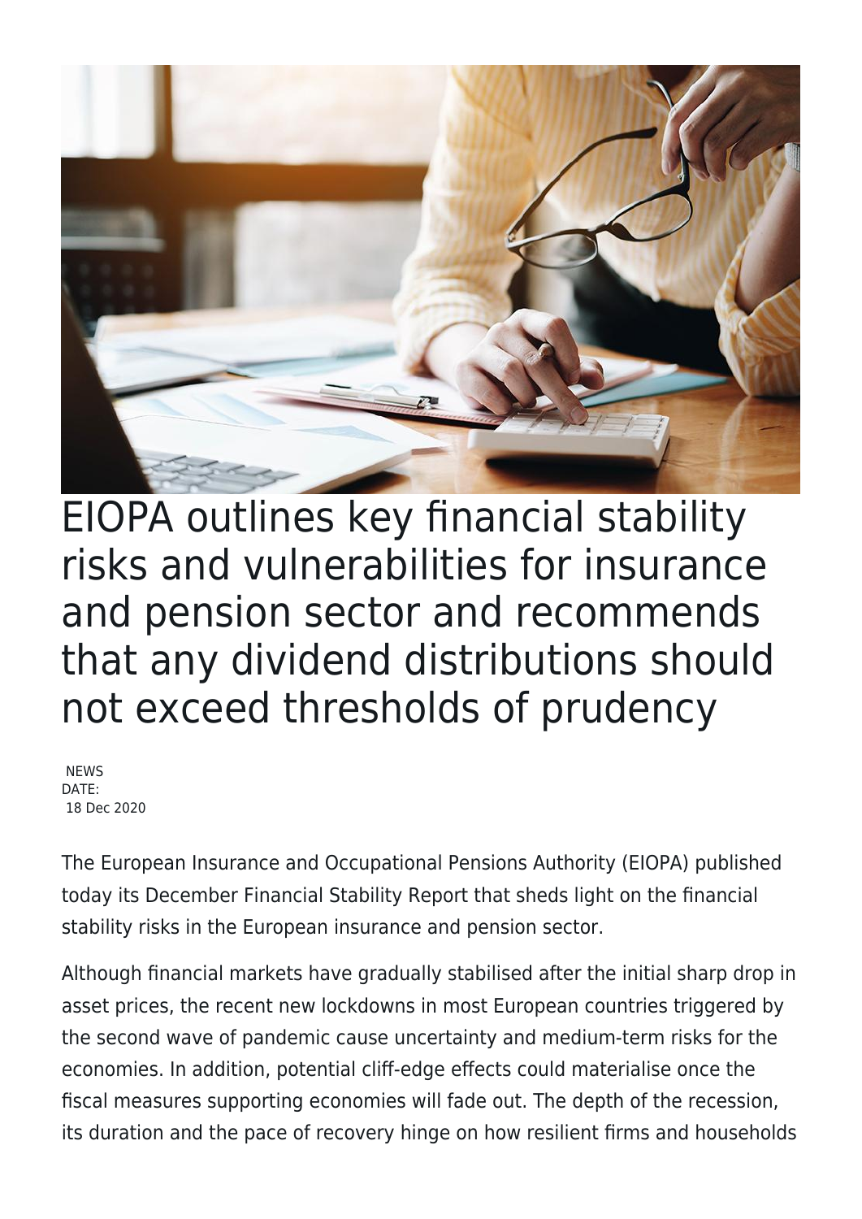# EIOPA outlines key financial stability risks and vulnerabilities for insurance and pension sector and recommends that any dividend distributions should not exceed thresholds of prudency

NEWS
DATE:
18 Dec 2020

The European Insurance and Occupational Pensions Authority (EIOPA) published today its December Financial Stability Report that sheds light on the financial stability risks in the European insurance and pension sector.

Although financial markets have gradually stabilised after the initial sharp drop in asset prices, the recent new lockdowns in most European countries triggered by the second wave of pandemic cause uncertainty and medium-term risks for the economies. In addition, potential cliff-edge effects could materialise once the fiscal measures supporting economies will fade out. The depth of the recession, its duration and the pace of recovery hinge on how resilient firms and households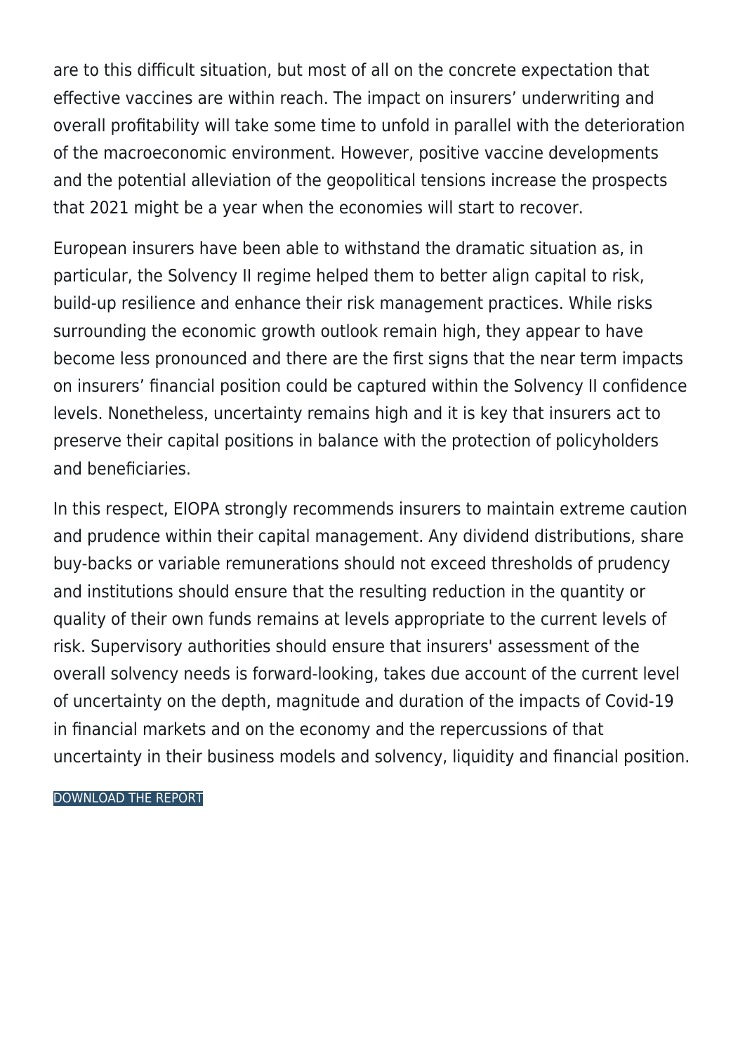are to this difficult situation, but most of all on the concrete expectation that effective vaccines are within reach. The impact on insurers' underwriting and overall profitability will take some time to unfold in parallel with the deterioration of the macroeconomic environment. However, positive vaccine developments and the potential alleviation of the geopolitical tensions increase the prospects that 2021 might be a year when the economies will start to recover.

European insurers have been able to withstand the dramatic situation as, in particular, the Solvency II regime helped them to better align capital to risk, build-up resilience and enhance their risk management practices. While risks surrounding the economic growth outlook remain high, they appear to have become less pronounced and there are the first signs that the near term impacts on insurers' financial position could be captured within the Solvency II confidence levels. Nonetheless, uncertainty remains high and it is key that insurers act to preserve their capital positions in balance with the protection of policyholders and beneficiaries.

In this respect, EIOPA strongly recommends insurers to maintain extreme caution and prudence within their capital management. Any dividend distributions, share buy-backs or variable remunerations should not exceed thresholds of prudency and institutions should ensure that the resulting reduction in the quantity or quality of their own funds remains at levels appropriate to the current levels of risk. Supervisory authorities should ensure that insurers' assessment of the overall solvency needs is forward-looking, takes due account of the current level of uncertainty on the depth, magnitude and duration of the impacts of Covid-19 in financial markets and on the economy and the repercussions of that uncertainty in their business models and solvency, liquidity and financial position.

DOWNLOAD THE REPORT